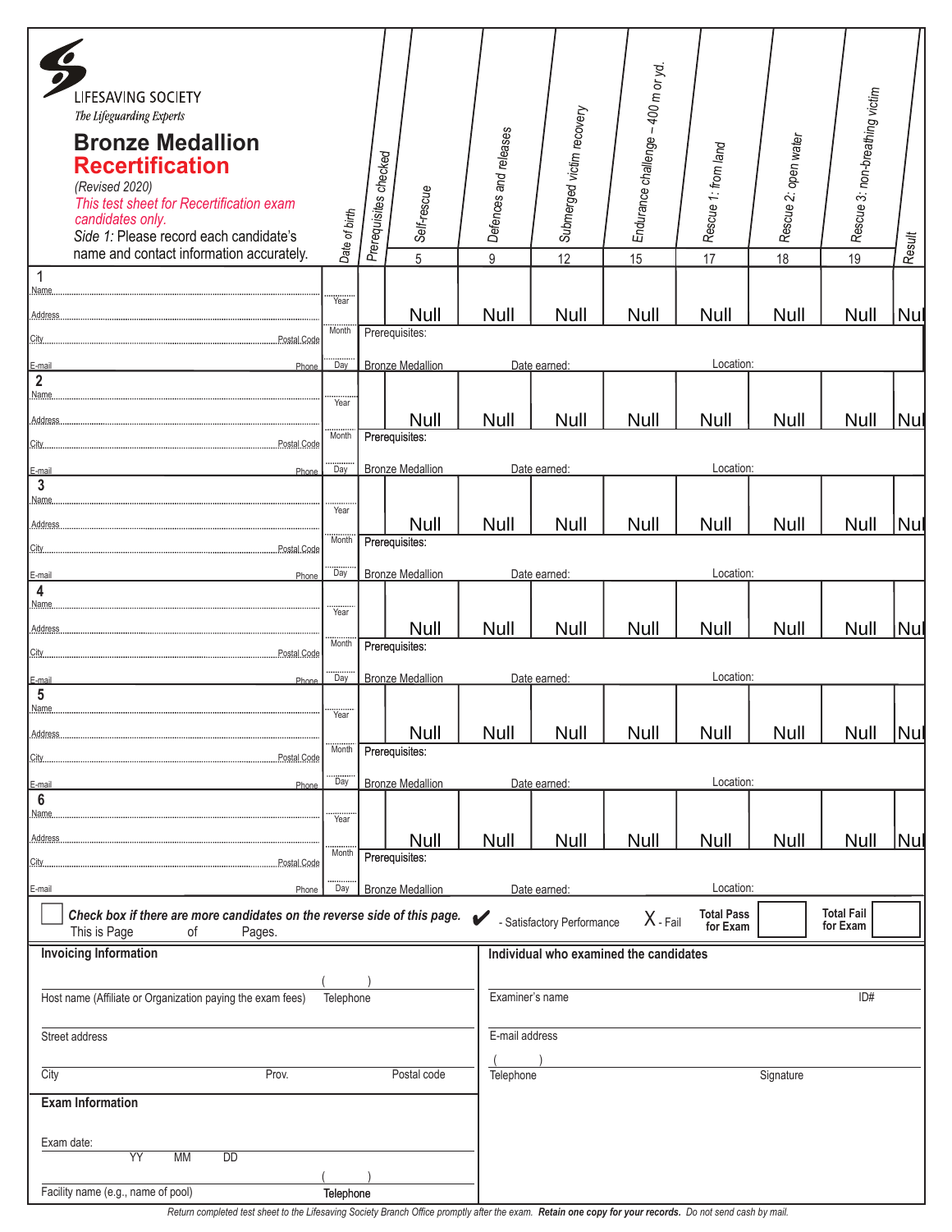LIFESAVING SOCIETY

*The Lifeguarding Experts*

# Bronze Medallion
# Recertification

*(Revised 2020)*

*This test sheet for Recertification exam candidates only.*

*Side 1:* Please record each candidate's name and contact information accurately.

| # | Candidate | Date of birth | Prerequisites checked | Self-rescue 5 | Defences and releases 9 | Submerged victim recovery 12 | Endurance challenge – 400 m or yd. 15 | Rescue 1: from land 17 | Rescue 2: open water 18 | Rescue 3: non-breathing victim 19 | Result |
|---|---|---|---|---|---|---|---|---|---|---|---|
| 1 | Name / Address / City / Postal Code / E-mail / Phone | Year / Month / Day | | Null | Null | Null | Null | Null | Null | Null | Nul |
| | | | Prerequisites: | | | | | | | | |
| | | | Bronze Medallion | | Date earned: | | | Location: | | | |
| 2 | Name / Address / City / Postal Code / E-mail / Phone | Year / Month / Day | | Null | Null | Null | Null | Null | Null | Null | Nul |
| | | | Prerequisites: | | | | | | | | |
| | | | Bronze Medallion | | Date earned: | | | Location: | | | |
| 3 | Name / Address / City / Postal Code / E-mail / Phone | Year / Month / Day | | Null | Null | Null | Null | Null | Null | Null | Nul |
| | | | Prerequisites: | | | | | | | | |
| | | | Bronze Medallion | | Date earned: | | | Location: | | | |
| 4 | Name / Address / City / Postal Code / E-mail / Phone | Year / Month / Day | | Null | Null | Null | Null | Null | Null | Null | Nul |
| | | | Prerequisites: | | | | | | | | |
| | | | Bronze Medallion | | Date earned: | | | Location: | | | |
| 5 | Name / Address / City / Postal Code / E-mail / Phone | Year / Month / Day | | Null | Null | Null | Null | Null | Null | Null | Nul |
| | | | Prerequisites: | | | | | | | | |
| | | | Bronze Medallion | | Date earned: | | | Location: | | | |
| 6 | Name / Address / City / Postal Code / E-mail / Phone | Year / Month / Day | | Null | Null | Null | Null | Null | Null | Null | Nul |
| | | | Prerequisites: | | | | | | | | |
| | | | Bronze Medallion | | Date earned: | | | Location: | | | |

☐ ***Check box if there are more candidates on the reverse side of this page.***

This is Page ____ of ____ Pages.

✔ - Satisfactory Performance   X - Fail   **Total Pass for Exam** ____   **Total Fail for Exam** ____

**Invoicing Information**

Host name (Affiliate or Organization paying the exam fees) ____ Telephone ( )

Street address ____

City ____ Prov. ____ Postal code ____

**Exam Information**

Exam date: YY ____ MM ____ DD ____

Facility name (e.g., name of pool) ____ Telephone ( )

**Individual who examined the candidates**

Examiner's name ____ ID# ____

E-mail address ____

Telephone ( ) ____ Signature ____

*Return completed test sheet to the Lifesaving Society Branch Office promptly after the exam.* ***Retain one copy for your records.*** *Do not send cash by mail.*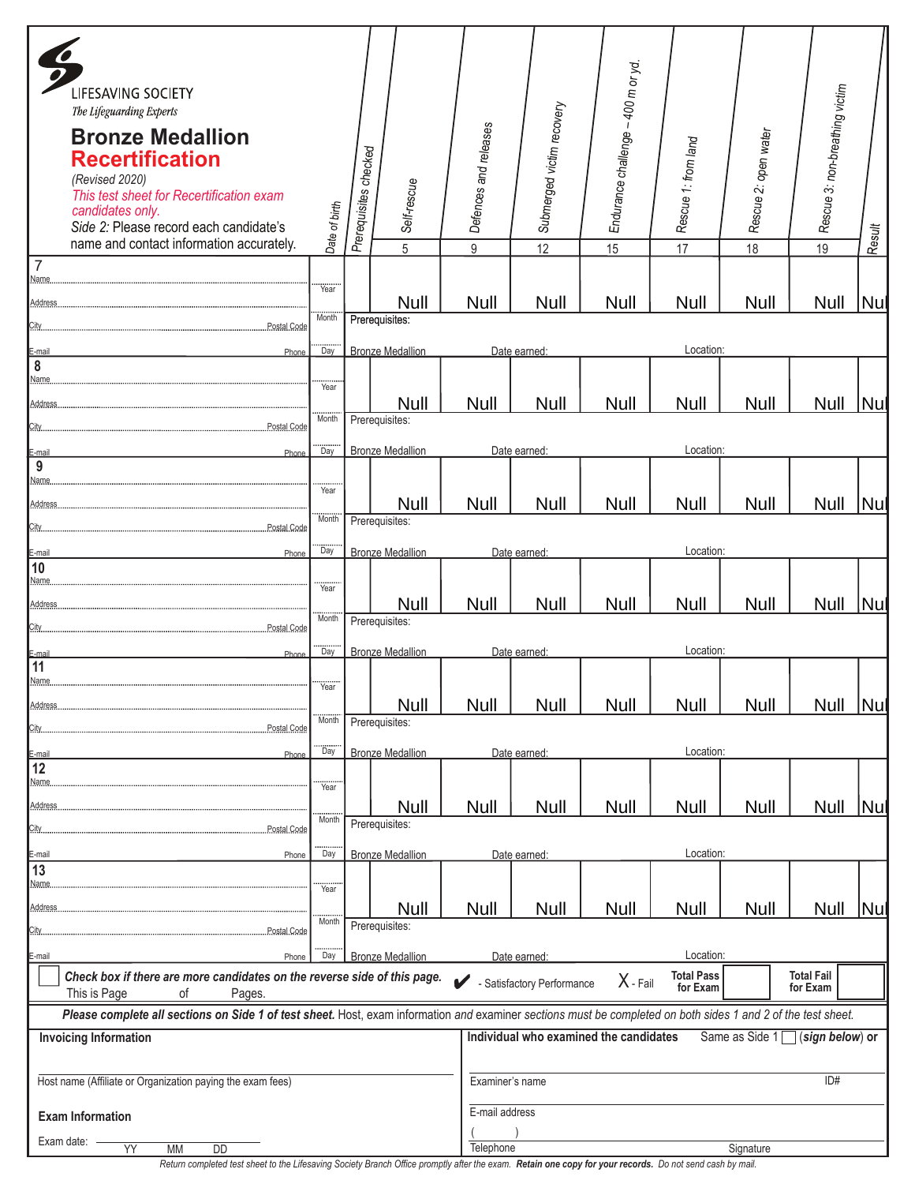LIFESAVING SOCIETY

*The Lifeguarding Experts*

# Bronze Medallion Recertification

*(Revised 2020)*

*This test sheet for Recertification exam candidates only.*

*Side 2:* Please record each candidate's name and contact information accurately.

| # | Candidate | Date of birth | Prerequisites checked | Self-rescue 5 | Defences and releases 9 | Submerged victim recovery 12 | Endurance challenge – 400 m or yd. 15 | Rescue 1: from land 17 | Rescue 2: open water 18 | Rescue 3: non-breathing victim 19 | Result |
|---|---|---|---|---|---|---|---|---|---|---|---|
| 7 | Name / Address / City, Postal Code / E-mail, Phone | Year / Month / Day | | Null | Null | Null | Null | Null | Null | Null | Nul |
| | | | Prerequisites: | | | | | | | | |
| | | | Bronze Medallion | | Date earned: | | | Location: | | | |
| 8 | Name / Address / City, Postal Code / E-mail, Phone | Year / Month / Day | | Null | Null | Null | Null | Null | Null | Null | Nul |
| | | | Prerequisites: | | | | | | | | |
| | | | Bronze Medallion | | Date earned: | | | Location: | | | |
| 9 | Name / Address / City, Postal Code / E-mail, Phone | Year / Month / Day | | Null | Null | Null | Null | Null | Null | Null | Nul |
| | | | Prerequisites: | | | | | | | | |
| | | | Bronze Medallion | | Date earned: | | | Location: | | | |
| 10 | Name / Address / City, Postal Code / E-mail, Phone | Year / Month / Day | | Null | Null | Null | Null | Null | Null | Null | Nul |
| | | | Prerequisites: | | | | | | | | |
| | | | Bronze Medallion | | Date earned: | | | Location: | | | |
| 11 | Name / Address / City, Postal Code / E-mail, Phone | Year / Month / Day | | Null | Null | Null | Null | Null | Null | Null | Nul |
| | | | Prerequisites: | | | | | | | | |
| | | | Bronze Medallion | | Date earned: | | | Location: | | | |
| 12 | Name / Address / City, Postal Code / E-mail, Phone | Year / Month / Day | | Null | Null | Null | Null | Null | Null | Null | Nul |
| | | | Prerequisites: | | | | | | | | |
| | | | Bronze Medallion | | Date earned: | | | Location: | | | |
| 13 | Name / Address / City, Postal Code / E-mail, Phone | Year / Month / Day | | Null | Null | Null | Null | Null | Null | Null | Nul |
| | | | Prerequisites: | | | | | | | | |
| | | | Bronze Medallion | | Date earned: | | | Location: | | | |

☐ ***Check box if there are more candidates on the reverse side of this page.*** This is Page ___ of ___ Pages.

✔ - Satisfactory Performance    X - Fail    **Total Pass for Exam** ___    **Total Fail for Exam** ___

***Please complete all sections on Side 1 of test sheet.*** *Host, exam information and examiner sections must be completed on both sides 1 and 2 of the test sheet.*

**Invoicing Information**

Host name (Affiliate or Organization paying the exam fees)

**Exam Information**

Exam date: ___ YY ___ MM ___ DD

**Individual who examined the candidates**    Same as Side 1 ☐ (***sign below***) or

Examiner's name    ID#

E-mail address

( )

Telephone    Signature

*Return completed test sheet to the Lifesaving Society Branch Office promptly after the exam.* ***Retain one copy for your records.*** *Do not send cash by mail.*